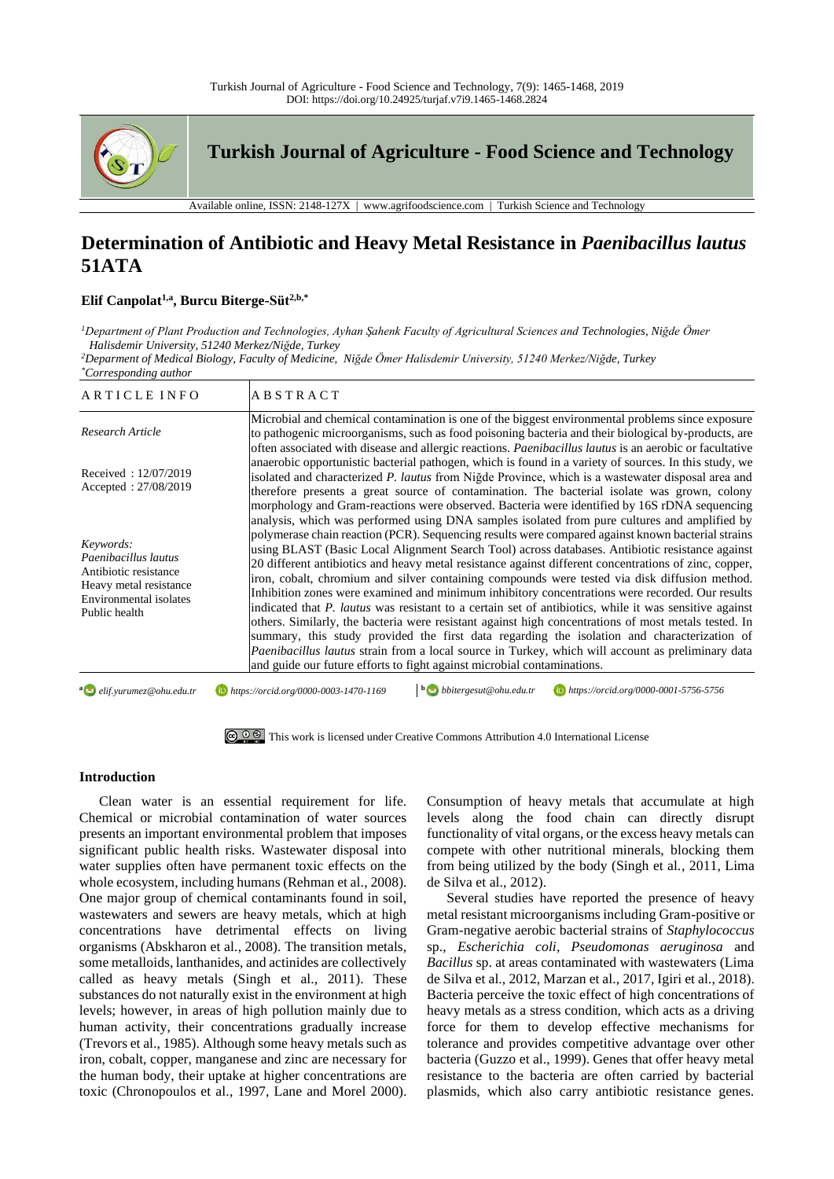Turkish Journal of Agriculture - Food Science and Technology, 7(9): 1465-1468, 2019
DOI: https://doi.org/10.24925/turjaf.v7i9.1465-1468.2824

**Turkish Journal of Agriculture - Food Science and Technology**

Available online, ISSN: 2148-127X | www.agrifoodscience.com | Turkish Science and Technology

# Determination of Antibiotic and Heavy Metal Resistance in *Paenibacillus lautus* 51ATA

**Elif Canpolat[1,a], Burcu Biterge-Süt[2,b,*]**

[1]*Department of Plant Production and Technologies, Ayhan Şahenk Faculty of Agricultural Sciences and Technologies, Niğde Ömer Halisdemir University, 51240 Merkez/Niğde, Turkey*
[2]*Deparment of Medical Biology, Faculty of Medicine, Niğde Ömer Halisdemir University, 51240 Merkez/Niğde, Turkey*
[*]*Corresponding author*

| ARTICLE INFO | ABSTRACT |
|---|---|
| *Research Article*<br><br>Received : 12/07/2019<br>Accepted : 27/08/2019<br><br>*Keywords:*<br>*Paenibacillus lautus*<br>Antibiotic resistance<br>Heavy metal resistance<br>Environmental isolates<br>Public health | Microbial and chemical contamination is one of the biggest environmental problems since exposure to pathogenic microorganisms, such as food poisoning bacteria and their biological by-products, are often associated with disease and allergic reactions. *Paenibacillus lautus* is an aerobic or facultative anaerobic opportunistic bacterial pathogen, which is found in a variety of sources. In this study, we isolated and characterized *P. lautus* from Niğde Province, which is a wastewater disposal area and therefore presents a great source of contamination. The bacterial isolate was grown, colony morphology and Gram-reactions were observed. Bacteria were identified by 16S rDNA sequencing analysis, which was performed using DNA samples isolated from pure cultures and amplified by polymerase chain reaction (PCR). Sequencing results were compared against known bacterial strains using BLAST (Basic Local Alignment Search Tool) across databases. Antibiotic resistance against 20 different antibiotics and heavy metal resistance against different concentrations of zinc, copper, iron, cobalt, chromium and silver containing compounds were tested via disk diffusion method. Inhibition zones were examined and minimum inhibitory concentrations were recorded. Our results indicated that *P. lautus* was resistant to a certain set of antibiotics, while it was sensitive against others. Similarly, the bacteria were resistant against high concentrations of most metals tested. In summary, this study provided the first data regarding the isolation and characterization of *Paenibacillus lautus* strain from a local source in Turkey, which will account as preliminary data and guide our future efforts to fight against microbial contaminations. |

[a] elif.yurumez@ohu.edu.tr https://orcid.org/0000-0003-1470-1169 | [b] bbitergesut@ohu.edu.tr https://orcid.org/0000-0001-5756-5756

This work is licensed under Creative Commons Attribution 4.0 International License

## Introduction

Clean water is an essential requirement for life. Chemical or microbial contamination of water sources presents an important environmental problem that imposes significant public health risks. Wastewater disposal into water supplies often have permanent toxic effects on the whole ecosystem, including humans (Rehman et al., 2008). One major group of chemical contaminants found in soil, wastewaters and sewers are heavy metals, which at high concentrations have detrimental effects on living organisms (Abskharon et al., 2008). The transition metals, some metalloids, lanthanides, and actinides are collectively called as heavy metals (Singh et al., 2011). These substances do not naturally exist in the environment at high levels; however, in areas of high pollution mainly due to human activity, their concentrations gradually increase (Trevors et al., 1985). Although some heavy metals such as iron, cobalt, copper, manganese and zinc are necessary for the human body, their uptake at higher concentrations are toxic (Chronopoulos et al., 1997, Lane and Morel 2000). Consumption of heavy metals that accumulate at high levels along the food chain can directly disrupt functionality of vital organs, or the excess heavy metals can compete with other nutritional minerals, blocking them from being utilized by the body (Singh et al., 2011, Lima de Silva et al., 2012).

Several studies have reported the presence of heavy metal resistant microorganisms including Gram-positive or Gram-negative aerobic bacterial strains of *Staphylococcus* sp., *Escherichia coli*, *Pseudomonas aeruginosa* and *Bacillus* sp. at areas contaminated with wastewaters (Lima de Silva et al., 2012, Marzan et al., 2017, Igiri et al., 2018). Bacteria perceive the toxic effect of high concentrations of heavy metals as a stress condition, which acts as a driving force for them to develop effective mechanisms for tolerance and provides competitive advantage over other bacteria (Guzzo et al., 1999). Genes that offer heavy metal resistance to the bacteria are often carried by bacterial plasmids, which also carry antibiotic resistance genes.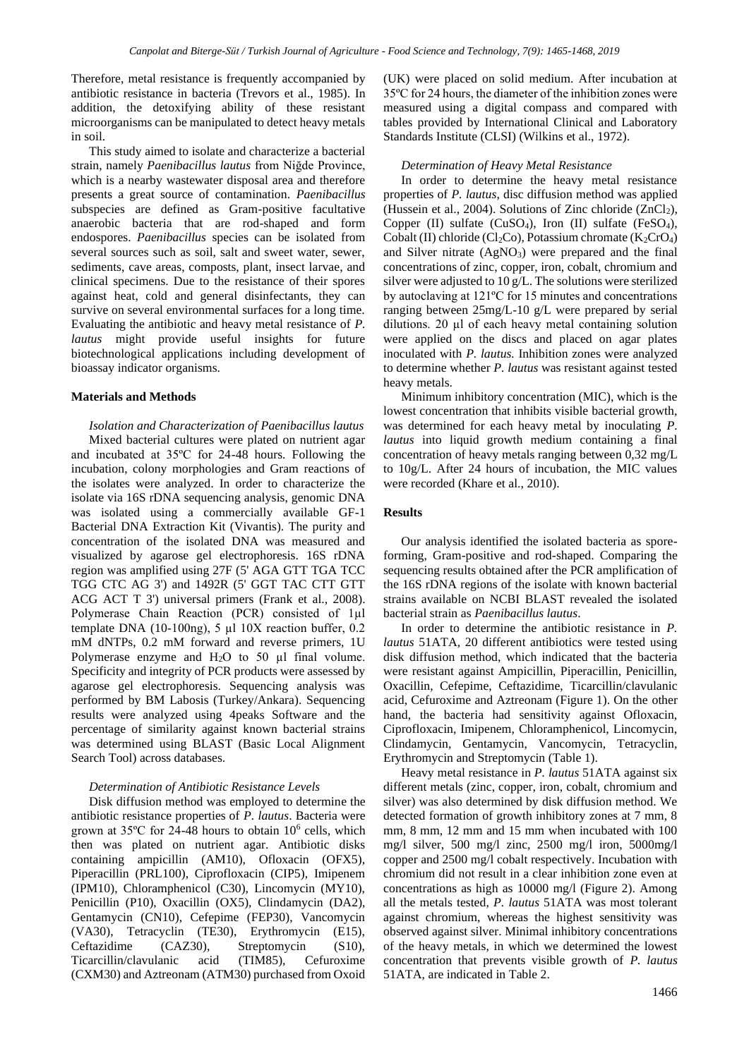Therefore, metal resistance is frequently accompanied by antibiotic resistance in bacteria (Trevors et al., 1985). In addition, the detoxifying ability of these resistant microorganisms can be manipulated to detect heavy metals in soil.

This study aimed to isolate and characterize a bacterial strain, namely *Paenibacillus lautus* from Niğde Province, which is a nearby wastewater disposal area and therefore presents a great source of contamination. *Paenibacillus* subspecies are defined as Gram-positive facultative anaerobic bacteria that are rod-shaped and form endospores. *Paenibacillus* species can be isolated from several sources such as soil, salt and sweet water, sewer, sediments, cave areas, composts, plant, insect larvae, and clinical specimens. Due to the resistance of their spores against heat, cold and general disinfectants, they can survive on several environmental surfaces for a long time. Evaluating the antibiotic and heavy metal resistance of *P. lautus* might provide useful insights for future biotechnological applications including development of bioassay indicator organisms.

## Materials and Methods

### *Isolation and Characterization of Paenibacillus lautus*

Mixed bacterial cultures were plated on nutrient agar and incubated at 35ºC for 24-48 hours. Following the incubation, colony morphologies and Gram reactions of the isolates were analyzed. In order to characterize the isolate via 16S rDNA sequencing analysis, genomic DNA was isolated using a commercially available GF-1 Bacterial DNA Extraction Kit (Vivantis). The purity and concentration of the isolated DNA was measured and visualized by agarose gel electrophoresis. 16S rDNA region was amplified using 27F (5' AGA GTT TGA TCC TGG CTC AG 3') and 1492R (5' GGT TAC CTT GTT ACG ACT T 3') universal primers (Frank et al., 2008). Polymerase Chain Reaction (PCR) consisted of 1µl template DNA (10-100ng), 5 µl 10X reaction buffer, 0.2 mM dNTPs, 0.2 mM forward and reverse primers, 1U Polymerase enzyme and $H_2O$ to 50 µl final volume. Specificity and integrity of PCR products were assessed by agarose gel electrophoresis. Sequencing analysis was performed by BM Labosis (Turkey/Ankara). Sequencing results were analyzed using 4peaks Software and the percentage of similarity against known bacterial strains was determined using BLAST (Basic Local Alignment Search Tool) across databases.

### *Determination of Antibiotic Resistance Levels*

Disk diffusion method was employed to determine the antibiotic resistance properties of *P. lautus*. Bacteria were grown at 35ºC for 24-48 hours to obtain $10^6$ cells, which then was plated on nutrient agar. Antibiotic disks containing ampicillin (AM10), Ofloxacin (OFX5), Piperacillin (PRL100), Ciprofloxacin (CIP5), Imipenem (IPM10), Chloramphenicol (C30), Lincomycin (MY10), Penicillin (P10), Oxacillin (OX5), Clindamycin (DA2), Gentamycin (CN10), Cefepime (FEP30), Vancomycin (VA30), Tetracyclin (TE30), Erythromycin (E15), Ceftazidime (CAZ30), Streptomycin (S10), Ticarcillin/clavulanic acid (TIM85), Cefuroxime (CXM30) and Aztreonam (ATM30) purchased from Oxoid (UK) were placed on solid medium. After incubation at 35ºC for 24 hours, the diameter of the inhibition zones were measured using a digital compass and compared with tables provided by International Clinical and Laboratory Standards Institute (CLSI) (Wilkins et al., 1972).

### *Determination of Heavy Metal Resistance*

In order to determine the heavy metal resistance properties of *P. lautus*, disc diffusion method was applied (Hussein et al., 2004). Solutions of Zinc chloride ($ZnCl_2$), Copper (II) sulfate ($CuSO_4$), Iron (II) sulfate ($FeSO_4$), Cobalt (II) chloride ($Cl_2Co$), Potassium chromate ($K_2CrO_4$) and Silver nitrate ($AgNO_3$) were prepared and the final concentrations of zinc, copper, iron, cobalt, chromium and silver were adjusted to 10 g/L. The solutions were sterilized by autoclaving at 121ºC for 15 minutes and concentrations ranging between 25mg/L-10 g/L were prepared by serial dilutions. 20 µl of each heavy metal containing solution were applied on the discs and placed on agar plates inoculated with *P. lautus.* Inhibition zones were analyzed to determine whether *P. lautus* was resistant against tested heavy metals.

Minimum inhibitory concentration (MIC), which is the lowest concentration that inhibits visible bacterial growth, was determined for each heavy metal by inoculating *P. lautus* into liquid growth medium containing a final concentration of heavy metals ranging between 0,32 mg/L to 10g/L. After 24 hours of incubation, the MIC values were recorded (Khare et al., 2010).

## Results

Our analysis identified the isolated bacteria as spore-forming, Gram-positive and rod-shaped. Comparing the sequencing results obtained after the PCR amplification of the 16S rDNA regions of the isolate with known bacterial strains available on NCBI BLAST revealed the isolated bacterial strain as *Paenibacillus lautus*.

In order to determine the antibiotic resistance in *P. lautus* 51ATA, 20 different antibiotics were tested using disk diffusion method, which indicated that the bacteria were resistant against Ampicillin, Piperacillin, Penicillin, Oxacillin, Cefepime, Ceftazidime, Ticarcillin/clavulanic acid, Cefuroxime and Aztreonam (Figure 1). On the other hand, the bacteria had sensitivity against Ofloxacin, Ciprofloxacin, Imipenem, Chloramphenicol, Lincomycin, Clindamycin, Gentamycin, Vancomycin, Tetracyclin, Erythromycin and Streptomycin (Table 1).

Heavy metal resistance in *P. lautus* 51ATA against six different metals (zinc, copper, iron, cobalt, chromium and silver) was also determined by disk diffusion method. We detected formation of growth inhibitory zones at 7 mm, 8 mm, 8 mm, 12 mm and 15 mm when incubated with 100 mg/l silver, 500 mg/l zinc, 2500 mg/l iron, 5000mg/l copper and 2500 mg/l cobalt respectively. Incubation with chromium did not result in a clear inhibition zone even at concentrations as high as 10000 mg/l (Figure 2). Among all the metals tested, *P. lautus* 51ATA was most tolerant against chromium, whereas the highest sensitivity was observed against silver. Minimal inhibitory concentrations of the heavy metals, in which we determined the lowest concentration that prevents visible growth of *P. lautus* 51ATA, are indicated in Table 2.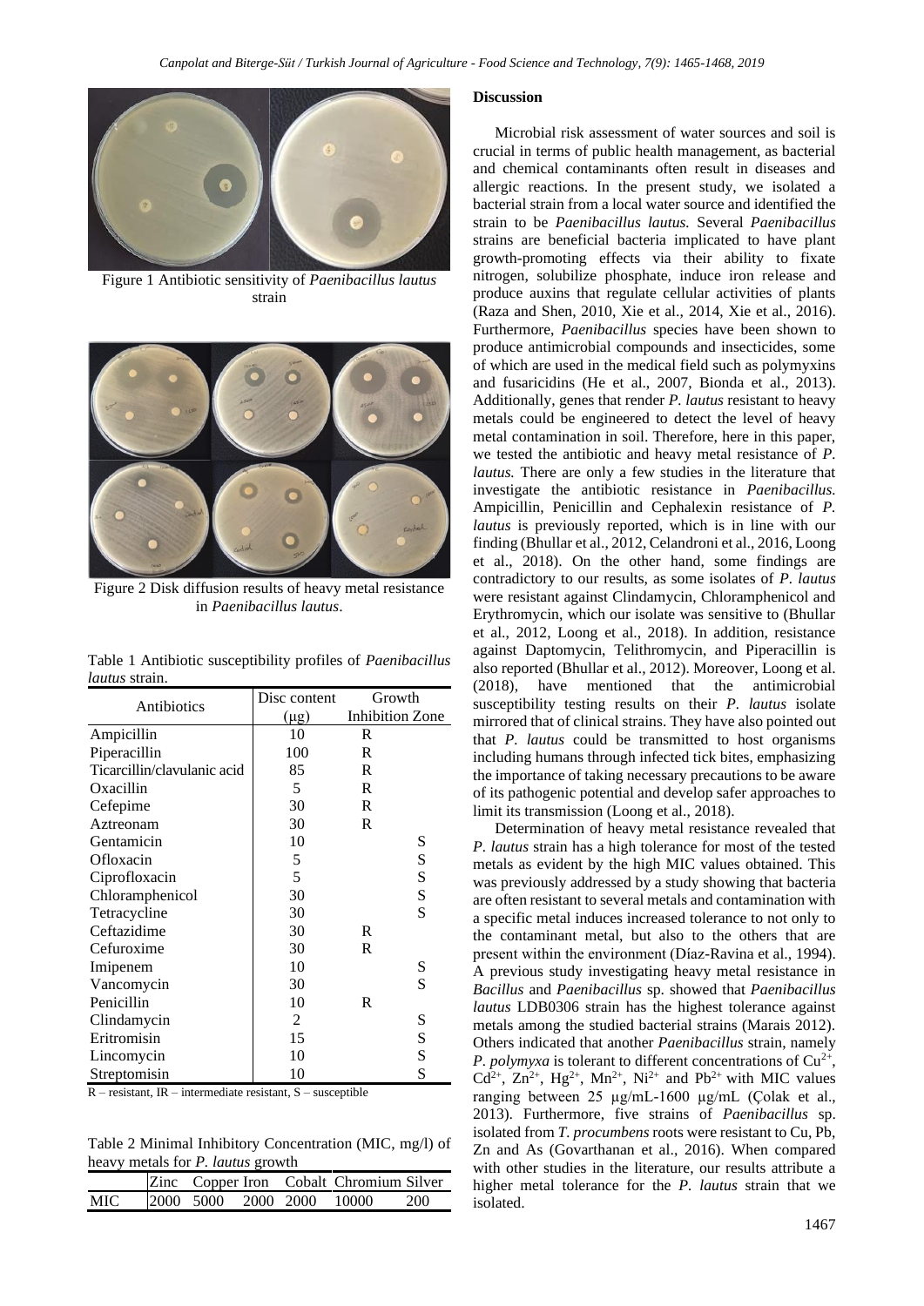Figure 1 Antibiotic sensitivity of *Paenibacillus lautus* strain

Figure 2 Disk diffusion results of heavy metal resistance in *Paenibacillus lautus*.

Table 1 Antibiotic susceptibility profiles of *Paenibacillus lautus* strain.

| Antibiotics | Disc content (µg) | Growth Inhibition Zone |
|---|---|---|
| Ampicillin | 10 | R |
| Piperacillin | 100 | R |
| Ticarcillin/clavulanic acid | 85 | R |
| Oxacillin | 5 | R |
| Cefepime | 30 | R |
| Aztreonam | 30 | R |
| Gentamicin | 10 | S |
| Ofloxacin | 5 | S |
| Ciprofloxacin | 5 | S |
| Chloramphenicol | 30 | S |
| Tetracycline | 30 | S |
| Ceftazidime | 30 | R |
| Cefuroxime | 30 | R |
| Imipenem | 10 | S |
| Vancomycin | 30 | S |
| Penicillin | 10 | R |
| Clindamycin | 2 | S |
| Eritromisin | 15 | S |
| Lincomycin | 10 | S |
| Streptomisin | 10 | S |

R – resistant, IR – intermediate resistant, S – susceptible

Table 2 Minimal Inhibitory Concentration (MIC, mg/l) of heavy metals for *P. lautus* growth

| | Zinc | Copper | Iron | Cobalt | Chromium | Silver |
|---|---|---|---|---|---|---|
| MIC | 2000 | 5000 | 2000 | 2000 | 10000 | 200 |

## Discussion

Microbial risk assessment of water sources and soil is crucial in terms of public health management, as bacterial and chemical contaminants often result in diseases and allergic reactions. In the present study, we isolated a bacterial strain from a local water source and identified the strain to be *Paenibacillus lautus.* Several *Paenibacillus* strains are beneficial bacteria implicated to have plant growth-promoting effects via their ability to fixate nitrogen, solubilize phosphate, induce iron release and produce auxins that regulate cellular activities of plants (Raza and Shen, 2010, Xie et al., 2014, Xie et al., 2016). Furthermore, *Paenibacillus* species have been shown to produce antimicrobial compounds and insecticides, some of which are used in the medical field such as polymyxins and fusaricidins (He et al., 2007, Bionda et al., 2013). Additionally, genes that render *P. lautus* resistant to heavy metals could be engineered to detect the level of heavy metal contamination in soil. Therefore, here in this paper, we tested the antibiotic and heavy metal resistance of *P. lautus.* There are only a few studies in the literature that investigate the antibiotic resistance in *Paenibacillus.* Ampicillin, Penicillin and Cephalexin resistance of *P. lautus* is previously reported, which is in line with our finding (Bhullar et al., 2012, Celandroni et al., 2016, Loong et al., 2018). On the other hand, some findings are contradictory to our results, as some isolates of *P. lautus* were resistant against Clindamycin, Chloramphenicol and Erythromycin, which our isolate was sensitive to (Bhullar et al., 2012, Loong et al., 2018). In addition, resistance against Daptomycin, Telithromycin, and Piperacillin is also reported (Bhullar et al., 2012). Moreover, Loong et al. (2018), have mentioned that the antimicrobial susceptibility testing results on their *P. lautus* isolate mirrored that of clinical strains. They have also pointed out that *P. lautus* could be transmitted to host organisms including humans through infected tick bites, emphasizing the importance of taking necessary precautions to be aware of its pathogenic potential and develop safer approaches to limit its transmission (Loong et al., 2018).

Determination of heavy metal resistance revealed that *P. lautus* strain has a high tolerance for most of the tested metals as evident by the high MIC values obtained. This was previously addressed by a study showing that bacteria are often resistant to several metals and contamination with a specific metal induces increased tolerance to not only to the contaminant metal, but also to the others that are present within the environment (Díaz-Ravina et al., 1994). A previous study investigating heavy metal resistance in *Bacillus* and *Paenibacillus* sp. showed that *Paenibacillus lautus* LDB0306 strain has the highest tolerance against metals among the studied bacterial strains (Marais 2012). Others indicated that another *Paenibacillus* strain, namely *P. polymyxa* is tolerant to different concentrations of $Cu^{2+}$, $Cd^{2+}$, $Zn^{2+}$, $Hg^{2+}$, $Mn^{2+}$, $Ni^{2+}$ and $Pb^{2+}$ with MIC values ranging between 25 µg/mL-1600 µg/mL (Çolak et al., 2013). Furthermore, five strains of *Paenibacillus* sp. isolated from *T. procumbens* roots were resistant to Cu, Pb, Zn and As (Govarthanan et al., 2016). When compared with other studies in the literature, our results attribute a higher metal tolerance for the *P. lautus* strain that we isolated.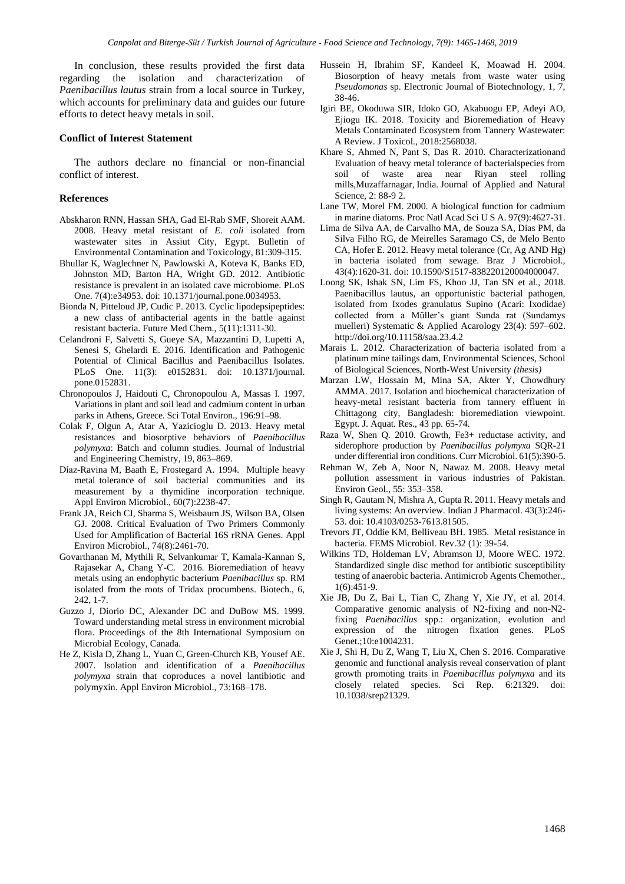In conclusion, these results provided the first data regarding the isolation and characterization of *Paenibacillus lautus* strain from a local source in Turkey, which accounts for preliminary data and guides our future efforts to detect heavy metals in soil.

#### Conflict of Interest Statement

The authors declare no financial or non-financial conflict of interest.

#### References

Abskharon RNN, Hassan SHA, Gad El-Rab SMF, Shoreit AAM. 2008. Heavy metal resistant of *E. coli* isolated from wastewater sites in Assiut City, Egypt. Bulletin of Environmental Contamination and Toxicology, 81:309-315.

Bhullar K, Waglechner N, Pawlowski A, Koteva K, Banks ED, Johnston MD, Barton HA, Wright GD. 2012. Antibiotic resistance is prevalent in an isolated cave microbiome. PLoS One. 7(4):e34953. doi: 10.1371/journal.pone.0034953.

Bionda N, Pitteloud JP, Cudic P. 2013. Cyclic lipodepsipeptides: a new class of antibacterial agents in the battle against resistant bacteria. Future Med Chem., 5(11):1311-30.

Celandroni F, Salvetti S, Gueye SA, Mazzantini D, Lupetti A, Senesi S, Ghelardi E. 2016. Identification and Pathogenic Potential of Clinical Bacillus and Paenibacillus Isolates. PLoS One. 11(3): e0152831. doi: 10.1371/journal. pone.0152831.

Chronopoulos J, Haidouti C, Chronopoulou A, Massas I. 1997. Variations in plant and soil lead and cadmium content in urban parks in Athens, Greece. Sci Total Environ., 196:91–98.

Colak F, Olgun A, Atar A, Yazicioglu D. 2013. Heavy metal resistances and biosorptive behaviors of *Paenibacillus polymyxa*: Batch and column studies. Journal of Industrial and Engineering Chemistry, 19, 863–869.

Díaz-Ravina M, Baath E, Frostegard A. 1994. Multiple heavy metal tolerance of soil bacterial communities and its measurement by a thymidine incorporation technique. Appl Environ Microbiol., 60(7):2238-47.

Frank JA, Reich CI, Sharma S, Weisbaum JS, Wilson BA, Olsen GJ. 2008. Critical Evaluation of Two Primers Commonly Used for Amplification of Bacterial 16S rRNA Genes. Appl Environ Microbiol., 74(8):2461-70.

Govarthanan M, Mythili R, Selvankumar T, Kamala-Kannan S, Rajasekar A, Chang Y-C. 2016. Bioremediation of heavy metals using an endophytic bacterium *Paenibacillus* sp. RM isolated from the roots of Tridax procumbens. Biotech., 6, 242, 1-7.

Guzzo J, Diorio DC, Alexander DC and DuBow MS. 1999. Toward understanding metal stress in environment microbial flora. Proceedings of the 8th International Symposium on Microbial Ecology, Canada.

He Z, Kisla D, Zhang L, Yuan C, Green-Church KB, Yousef AE. 2007. Isolation and identification of a *Paenibacillus polymyxa* strain that coproduces a novel lantibiotic and polymyxin. Appl Environ Microbiol., 73:168–178.

Hussein H, Ibrahim SF, Kandeel K, Moawad H. 2004. Biosorption of heavy metals from waste water using *Pseudomonas* sp. Electronic Journal of Biotechnology, 1, 7, 38-46.

Igiri BE, Okoduwa SIR, Idoko GO, Akabuogu EP, Adeyi AO, Ejiogu IK. 2018. Toxicity and Bioremediation of Heavy Metals Contaminated Ecosystem from Tannery Wastewater: A Review. J Toxicol., 2018:2568038.

Khare S, Ahmed N, Pant S, Das R. 2010. Characterizationand Evaluation of heavy metal tolerance of bacterialspecies from soil of waste area near Riyan steel rolling mills,Muzaffarnagar, India. Journal of Applied and Natural Science, 2: 88-9 2.

Lane TW, Morel FM. 2000. A biological function for cadmium in marine diatoms. Proc Natl Acad Sci U S A. 97(9):4627-31.

Lima de Silva AA, de Carvalho MA, de Souza SA, Dias PM, da Silva Filho RG, de Meirelles Saramago CS, de Melo Bento CA, Hofer E. 2012. Heavy metal tolerance (Cr, Ag AND Hg) in bacteria isolated from sewage. Braz J Microbiol., 43(4):1620-31. doi: 10.1590/S1517-838220120004000047.

Loong SK, Ishak SN, Lim FS, Khoo JJ, Tan SN et al., 2018. Paenibacillus lautus, an opportunistic bacterial pathogen, isolated from Ixodes granulatus Supino (Acari: Ixodidae) collected from a Müller's giant Sunda rat (Sundamys muelleri) Systematic & Applied Acarology 23(4): 597–602. http://doi.org/10.11158/saa.23.4.2

Marais L. 2012. Characterization of bacteria isolated from a platinum mine tailings dam, Environmental Sciences, School of Biological Sciences, North-West University *(thesis)*

Marzan LW, Hossain M, Mina SA, Akter Y, Chowdhury AMMA. 2017. Isolation and biochemical characterization of heavy-metal resistant bacteria from tannery effluent in Chittagong city, Bangladesh: bioremediation viewpoint. Egypt. J. Aquat. Res., 43 pp. 65-74.

Raza W, Shen Q. 2010. Growth, $Fe^{3+}$ reductase activity, and siderophore production by *Paenibacillus polymyxa* SQR-21 under differential iron conditions. Curr Microbiol. 61(5):390-5.

Rehman W, Zeb A, Noor N, Nawaz M. 2008. Heavy metal pollution assessment in various industries of Pakistan. Environ Geol., 55: 353–358.

Singh R, Gautam N, Mishra A, Gupta R. 2011. Heavy metals and living systems: An overview. Indian J Pharmacol. 43(3):246-53. doi: 10.4103/0253-7613.81505.

Trevors JT, Oddie KM, Belliveau BH. 1985. Metal resistance in bacteria. FEMS Microbiol. Rev.32 (1): 39-54.

Wilkins TD, Holdeman LV, Abramson IJ, Moore WEC. 1972. Standardized single disc method for antibiotic susceptibility testing of anaerobic bacteria. Antimicrob Agents Chemother., 1(6):451-9.

Xie JB, Du Z, Bai L, Tian C, Zhang Y, Xie JY, et al. 2014. Comparative genomic analysis of N2-fixing and non-N2-fixing *Paenibacillus* spp.: organization, evolution and expression of the nitrogen fixation genes. PLoS Genet.;10:e1004231.

Xie J, Shi H, Du Z, Wang T, Liu X, Chen S. 2016. Comparative genomic and functional analysis reveal conservation of plant growth promoting traits in *Paenibacillus polymyxa* and its closely related species. Sci Rep. 6:21329. doi: 10.1038/srep21329.